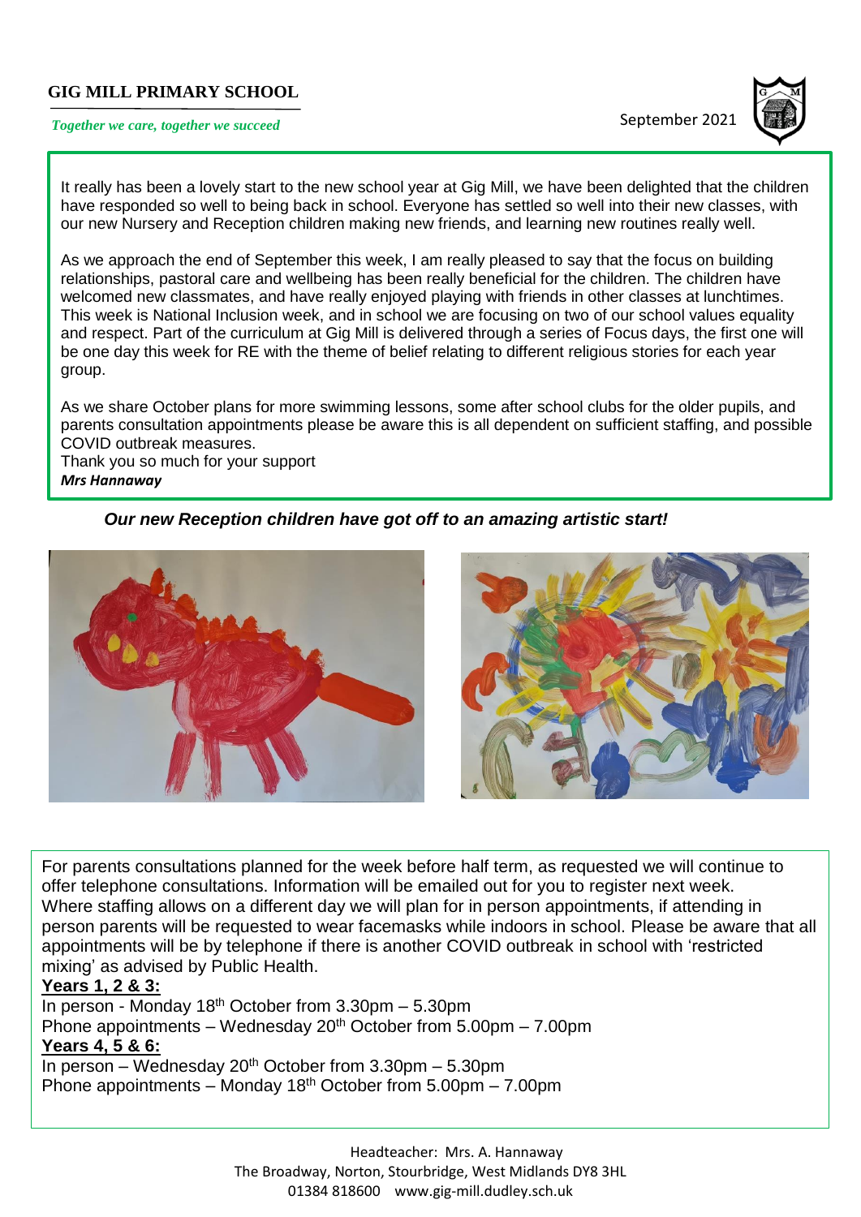**GIG MILL PRIMARY SCHOOL**

*Together we care, together we succeed*

September 2021

It really has been a lovely start to the new school year at Gig Mill, we have been delighted that the children have responded so well to being back in school. Everyone has settled so well into their new classes, with our new Nursery and Reception children making new friends, and learning new routines really well.

As we approach the end of September this week, I am really pleased to say that the focus on building relationships, pastoral care and wellbeing has been really beneficial for the children. The children have welcomed new classmates, and have really enjoyed playing with friends in other classes at lunchtimes. This week is National Inclusion week, and in school we are focusing on two of our school values equality and respect. Part of the curriculum at Gig Mill is delivered through a series of Focus days, the first one will be one day this week for RE with the theme of belief relating to different religious stories for each year group.

As we share October plans for more swimming lessons, some after school clubs for the older pupils, and parents consultation appointments please be aware this is all dependent on sufficient staffing, and possible COVID outbreak measures.
Thank you so much for your support
***Mrs Hannaway***

***Our new Reception children have got off to an amazing artistic start!***

For parents consultations planned for the week before half term, as requested we will continue to offer telephone consultations. Information will be emailed out for you to register next week. Where staffing allows on a different day we will plan for in person appointments, if attending in person parents will be requested to wear facemasks while indoors in school. Please be aware that all appointments will be by telephone if there is another COVID outbreak in school with 'restricted mixing' as advised by Public Health.

**Years 1, 2 & 3:**
In person - Monday 18th October from 3.30pm – 5.30pm
Phone appointments – Wednesday 20th October from 5.00pm – 7.00pm

**Years 4, 5 & 6:**
In person – Wednesday 20th October from 3.30pm – 5.30pm
Phone appointments – Monday 18th October from 5.00pm – 7.00pm

Headteacher: Mrs. A. Hannaway
The Broadway, Norton, Stourbridge, West Midlands DY8 3HL
01384 818600 www.gig-mill.dudley.sch.uk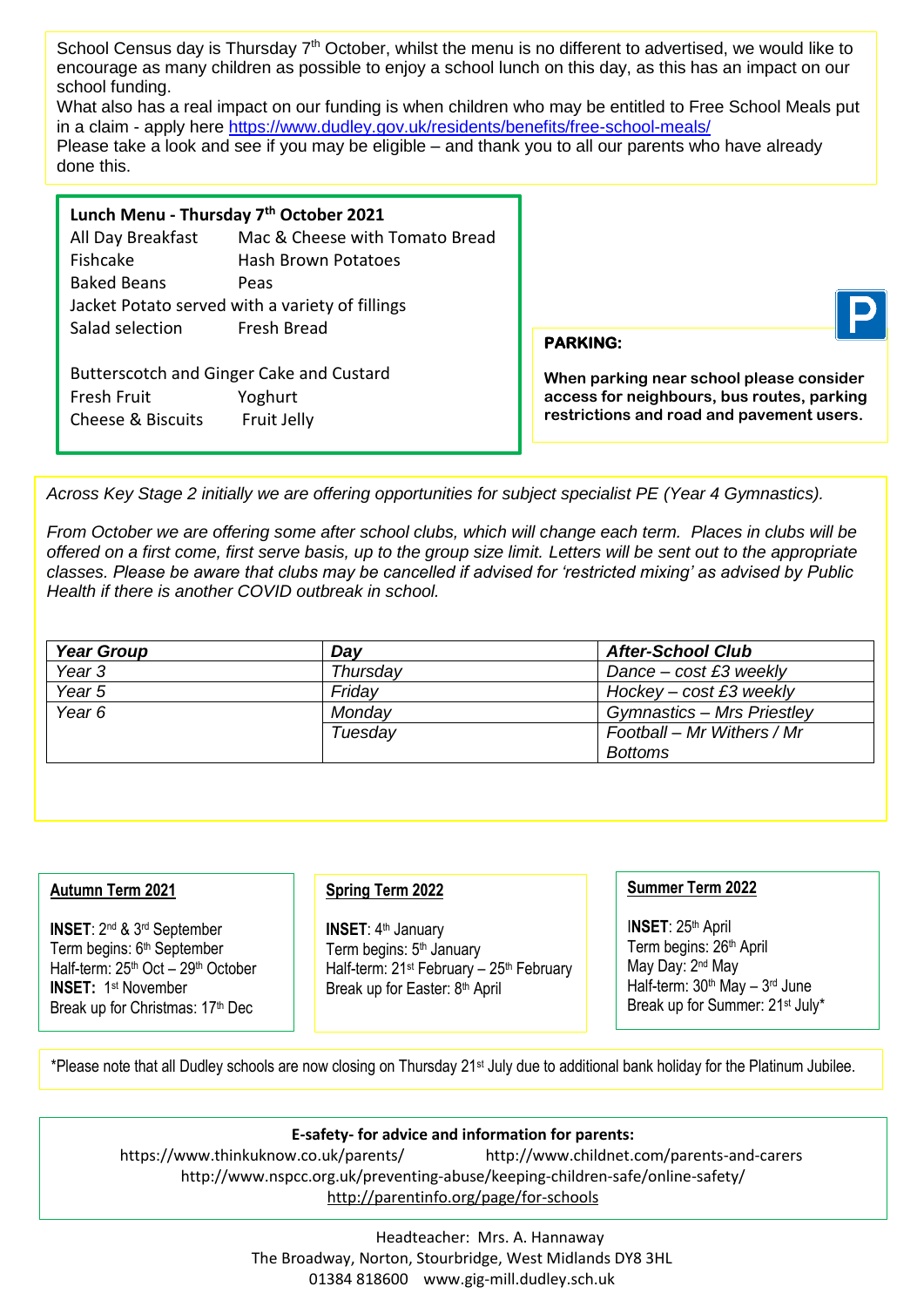School Census day is Thursday 7th October, whilst the menu is no different to advertised, we would like to encourage as many children as possible to enjoy a school lunch on this day, as this has an impact on our school funding.

What also has a real impact on our funding is when children who may be entitled to Free School Meals put in a claim - apply here https://www.dudley.gov.uk/residents/benefits/free-school-meals/

Please take a look and see if you may be eligible – and thank you to all our parents who have already done this.

**Lunch Menu - Thursday 7th October 2021**

| | |
|---|---|
| All Day Breakfast | Mac & Cheese with Tomato Bread |
| Fishcake | Hash Brown Potatoes |
| Baked Beans | Peas |
| Jacket Potato served with a variety of fillings | |
| Salad selection | Fresh Bread |

Butterscotch and Ginger Cake and Custard

| | |
|---|---|
| Fresh Fruit | Yoghurt |
| Cheese & Biscuits | Fruit Jelly |

**PARKING:**

**When parking near school please consider access for neighbours, bus routes, parking restrictions and road and pavement users.**

*Across Key Stage 2 initially we are offering opportunities for subject specialist PE (Year 4 Gymnastics).*

*From October we are offering some after school clubs, which will change each term. Places in clubs will be offered on a first come, first serve basis, up to the group size limit. Letters will be sent out to the appropriate classes. Please be aware that clubs may be cancelled if advised for 'restricted mixing' as advised by Public Health if there is another COVID outbreak in school.*

| ***Year Group*** | ***Day*** | ***After-School Club*** |
|---|---|---|
| *Year 3* | *Thursday* | *Dance – cost £3 weekly* |
| *Year 5* | *Friday* | *Hockey – cost £3 weekly* |
| *Year 6* | *Monday* | *Gymnastics – Mrs Priestley* |
| | *Tuesday* | *Football – Mr Withers / Mr Bottoms* |

**Autumn Term 2021**

**INSET**: 2nd & 3rd September
Term begins: 6th September
Half-term: 25th Oct – 29th October
**INSET:** 1st November
Break up for Christmas: 17th Dec

**Spring Term 2022**

**INSET**: 4th January
Term begins: 5th January
Half-term: 21st February – 25th February
Break up for Easter: 8th April

**Summer Term 2022**

**INSET**: 25th April
Term begins: 26th April
May Day: 2nd May
Half-term: 30th May – 3rd June
Break up for Summer: 21st July*

*Please note that all Dudley schools are now closing on Thursday 21st July due to additional bank holiday for the Platinum Jubilee.

**E-safety- for advice and information for parents:**

https://www.thinkuknow.co.uk/parents/
http://www.childnet.com/parents-and-carers
http://www.nspcc.org.uk/preventing-abuse/keeping-children-safe/online-safety/
http://parentinfo.org/page/for-schools

Headteacher: Mrs. A. Hannaway
The Broadway, Norton, Stourbridge, West Midlands DY8 3HL
01384 818600 www.gig-mill.dudley.sch.uk